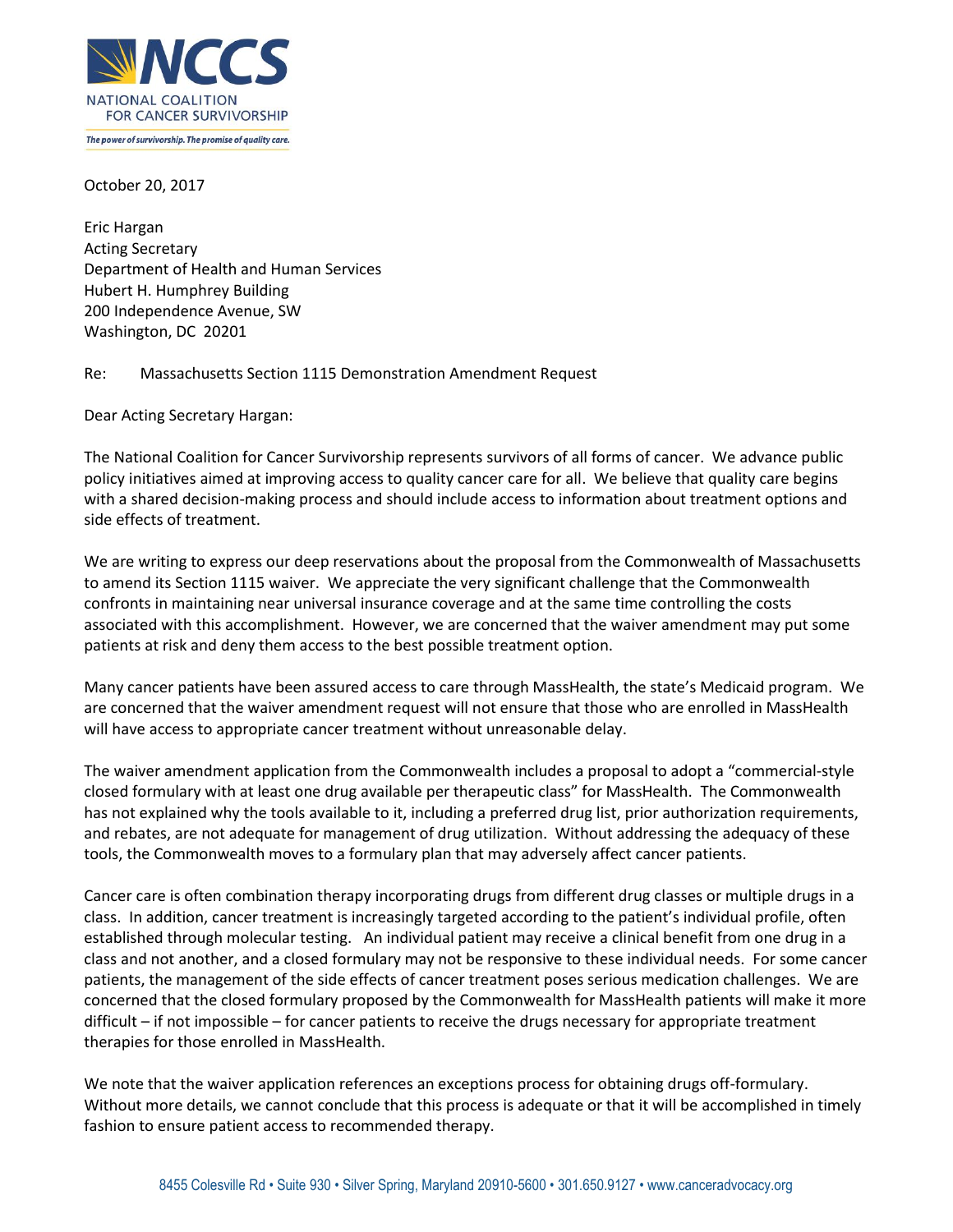NCCS
NATIONAL COALITION
FOR CANCER SURVIVORSHIP

*The power of survivorship. The promise of quality care.*

October 20, 2017

Eric Hargan
Acting Secretary
Department of Health and Human Services
Hubert H. Humphrey Building
200 Independence Avenue, SW
Washington, DC 20201

Re: Massachusetts Section 1115 Demonstration Amendment Request

Dear Acting Secretary Hargan:

The National Coalition for Cancer Survivorship represents survivors of all forms of cancer. We advance public policy initiatives aimed at improving access to quality cancer care for all. We believe that quality care begins with a shared decision-making process and should include access to information about treatment options and side effects of treatment.

We are writing to express our deep reservations about the proposal from the Commonwealth of Massachusetts to amend its Section 1115 waiver. We appreciate the very significant challenge that the Commonwealth confronts in maintaining near universal insurance coverage and at the same time controlling the costs associated with this accomplishment. However, we are concerned that the waiver amendment may put some patients at risk and deny them access to the best possible treatment option.

Many cancer patients have been assured access to care through MassHealth, the state's Medicaid program. We are concerned that the waiver amendment request will not ensure that those who are enrolled in MassHealth will have access to appropriate cancer treatment without unreasonable delay.

The waiver amendment application from the Commonwealth includes a proposal to adopt a "commercial-style closed formulary with at least one drug available per therapeutic class" for MassHealth. The Commonwealth has not explained why the tools available to it, including a preferred drug list, prior authorization requirements, and rebates, are not adequate for management of drug utilization. Without addressing the adequacy of these tools, the Commonwealth moves to a formulary plan that may adversely affect cancer patients.

Cancer care is often combination therapy incorporating drugs from different drug classes or multiple drugs in a class. In addition, cancer treatment is increasingly targeted according to the patient's individual profile, often established through molecular testing. An individual patient may receive a clinical benefit from one drug in a class and not another, and a closed formulary may not be responsive to these individual needs. For some cancer patients, the management of the side effects of cancer treatment poses serious medication challenges. We are concerned that the closed formulary proposed by the Commonwealth for MassHealth patients will make it more difficult – if not impossible – for cancer patients to receive the drugs necessary for appropriate treatment therapies for those enrolled in MassHealth.

We note that the waiver application references an exceptions process for obtaining drugs off-formulary. Without more details, we cannot conclude that this process is adequate or that it will be accomplished in timely fashion to ensure patient access to recommended therapy.

8455 Colesville Rd • Suite 930 • Silver Spring, Maryland 20910-5600 • 301.650.9127 • www.canceradvocacy.org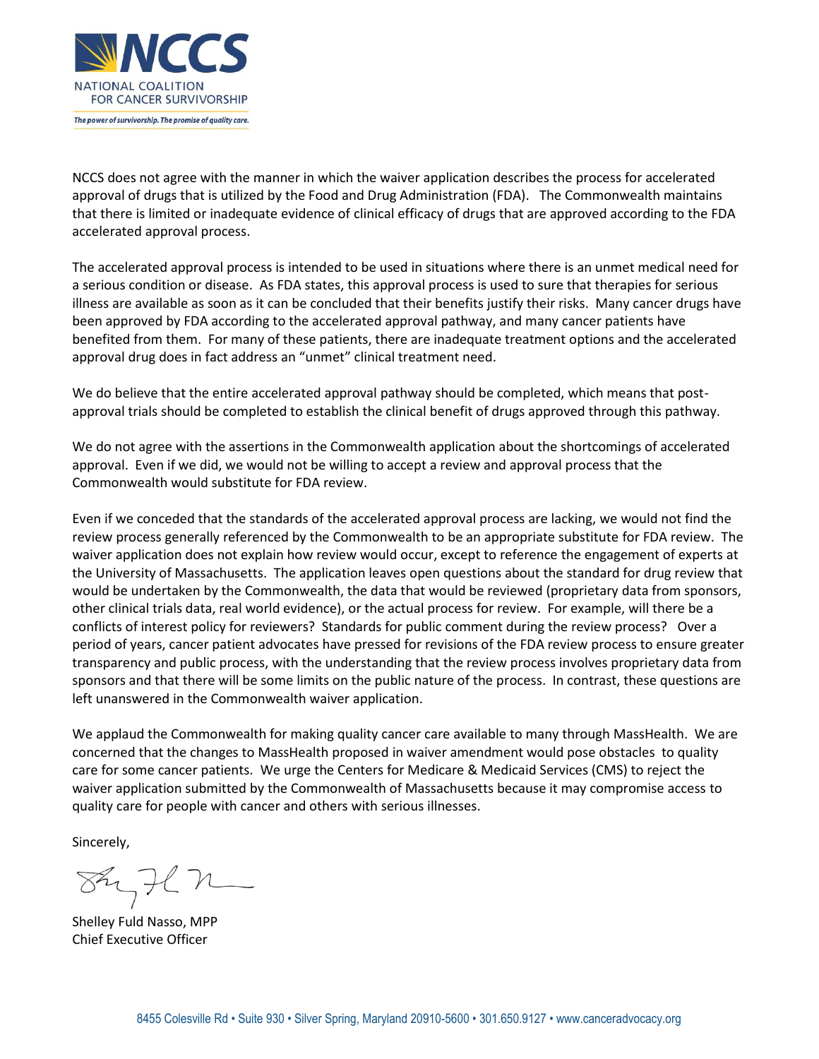NCCS does not agree with the manner in which the waiver application describes the process for accelerated approval of drugs that is utilized by the Food and Drug Administration (FDA). The Commonwealth maintains that there is limited or inadequate evidence of clinical efficacy of drugs that are approved according to the FDA accelerated approval process.

The accelerated approval process is intended to be used in situations where there is an unmet medical need for a serious condition or disease. As FDA states, this approval process is used to sure that therapies for serious illness are available as soon as it can be concluded that their benefits justify their risks. Many cancer drugs have been approved by FDA according to the accelerated approval pathway, and many cancer patients have benefited from them. For many of these patients, there are inadequate treatment options and the accelerated approval drug does in fact address an "unmet" clinical treatment need.

We do believe that the entire accelerated approval pathway should be completed, which means that post-approval trials should be completed to establish the clinical benefit of drugs approved through this pathway.

We do not agree with the assertions in the Commonwealth application about the shortcomings of accelerated approval. Even if we did, we would not be willing to accept a review and approval process that the Commonwealth would substitute for FDA review.

Even if we conceded that the standards of the accelerated approval process are lacking, we would not find the review process generally referenced by the Commonwealth to be an appropriate substitute for FDA review. The waiver application does not explain how review would occur, except to reference the engagement of experts at the University of Massachusetts. The application leaves open questions about the standard for drug review that would be undertaken by the Commonwealth, the data that would be reviewed (proprietary data from sponsors, other clinical trials data, real world evidence), or the actual process for review. For example, will there be a conflicts of interest policy for reviewers? Standards for public comment during the review process? Over a period of years, cancer patient advocates have pressed for revisions of the FDA review process to ensure greater transparency and public process, with the understanding that the review process involves proprietary data from sponsors and that there will be some limits on the public nature of the process. In contrast, these questions are left unanswered in the Commonwealth waiver application.

We applaud the Commonwealth for making quality cancer care available to many through MassHealth. We are concerned that the changes to MassHealth proposed in waiver amendment would pose obstacles to quality care for some cancer patients. We urge the Centers for Medicare & Medicaid Services (CMS) to reject the waiver application submitted by the Commonwealth of Massachusetts because it may compromise access to quality care for people with cancer and others with serious illnesses.

Sincerely,

Shelley Fuld Nasso, MPP
Chief Executive Officer